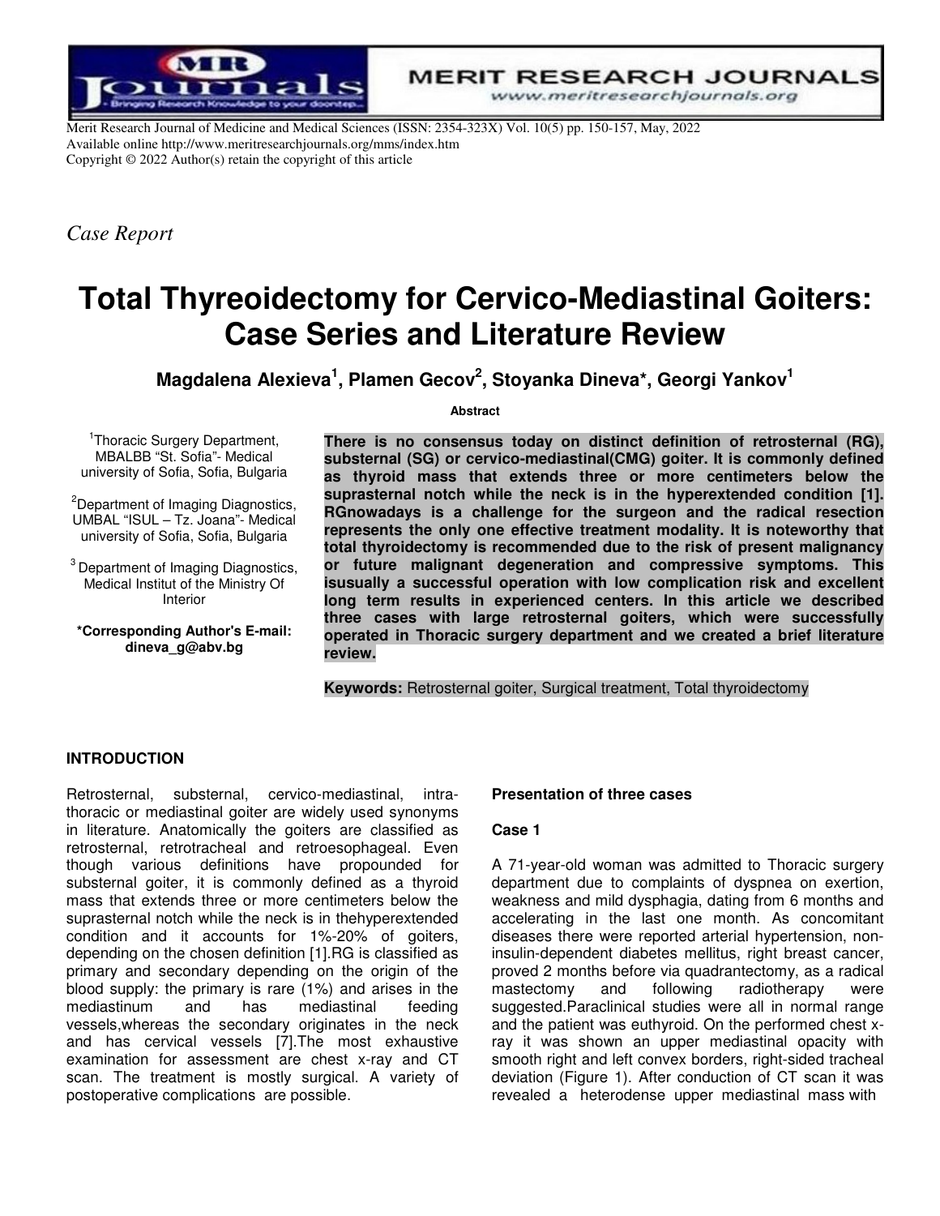Merit Research Journal of Medicine and Medical Sciences (ISSN: 2354-323X) Vol. 10(5) pp. 150-157, May, 2022
Available online http://www.meritresearchjournals.org/mms/index.htm
Copyright © 2022 Author(s) retain the copyright of this article

*Case Report*

# Total Thyreoidectomy for Cervico-Mediastinal Goiters: Case Series and Literature Review

**Magdalena Alexieva[1], Plamen Gecov[2], Stoyanka Dineva*, Georgi Yankov[1]**

[1]Thoracic Surgery Department, MBALBB "St. Sofia"- Medical university of Sofia, Sofia, Bulgaria

[2]Department of Imaging Diagnostics, UMBAL "ISUL – Tz. Joana"- Medical university of Sofia, Sofia, Bulgaria

[3] Department of Imaging Diagnostics, Medical Institut of the Ministry Of Interior

**\*Corresponding Author's E-mail: dineva_g@abv.bg**

**Abstract**

**There is no consensus today on distinct definition of retrosternal (RG), substernal (SG) or cervico-mediastinal(CMG) goiter. It is commonly defined as thyroid mass that extends three or more centimeters below the suprasternal notch while the neck is in the hyperextended condition [1]. RGnowadays is a challenge for the surgeon and the radical resection represents the only one effective treatment modality. It is noteworthy that total thyroidectomy is recommended due to the risk of present malignancy or future malignant degeneration and compressive symptoms. This isusually a successful operation with low complication risk and excellent long term results in experienced centers. In this article we described three cases with large retrosternal goiters, which were successfully operated in Thoracic surgery department and we created a brief literature review.**

**Keywords:** Retrosternal goiter, Surgical treatment, Total thyroidectomy

## INTRODUCTION

Retrosternal, substernal, cervico-mediastinal, intra-thoracic or mediastinal goiter are widely used synonyms in literature. Anatomically the goiters are classified as retrosternal, retrotracheal and retroesophageal. Even though various definitions have propounded for substernal goiter, it is commonly defined as a thyroid mass that extends three or more centimeters below the suprasternal notch while the neck is in thehyperextended condition and it accounts for 1%-20% of goiters, depending on the chosen definition [1].RG is classified as primary and secondary depending on the origin of the blood supply: the primary is rare (1%) and arises in the mediastinum and has mediastinal feeding vessels,whereas the secondary originates in the neck and has cervical vessels [7].The most exhaustive examination for assessment are chest x-ray and CT scan. The treatment is mostly surgical. A variety of postoperative complications are possible.

### Presentation of three cases

### Case 1

A 71-year-old woman was admitted to Thoracic surgery department due to complaints of dyspnea on exertion, weakness and mild dysphagia, dating from 6 months and accelerating in the last one month. As concomitant diseases there were reported arterial hypertension, non-insulin-dependent diabetes mellitus, right breast cancer, proved 2 months before via quadrantectomy, as a radical mastectomy and following radiotherapy were suggested.Paraclinical studies were all in normal range and the patient was euthyroid. On the performed chest x-ray it was shown an upper mediastinal opacity with smooth right and left convex borders, right-sided tracheal deviation (Figure 1). After conduction of CT scan it was revealed a heterodense upper mediastinal mass with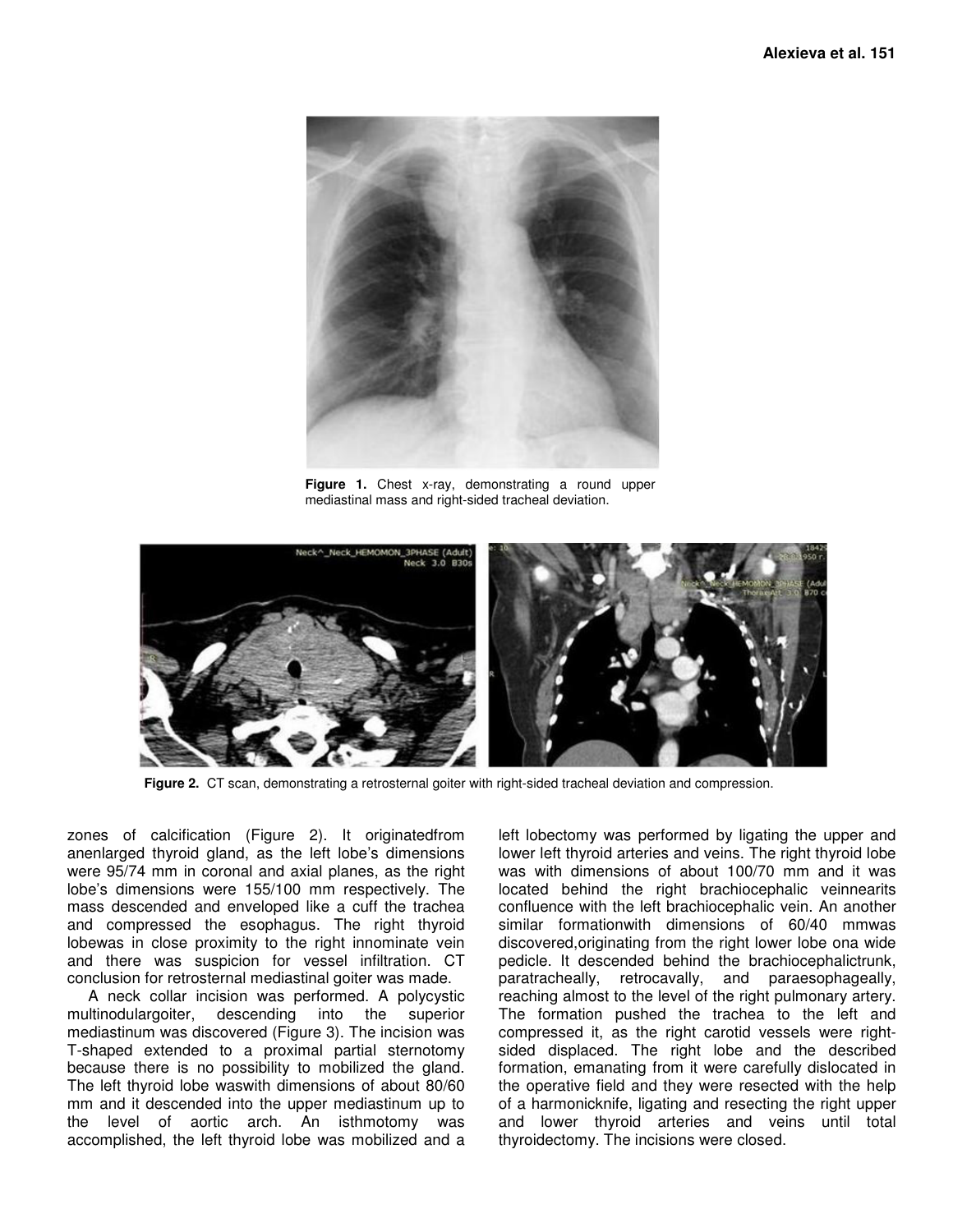Figure 1. Chest x-ray, demonstrating a round upper mediastinal mass and right-sided tracheal deviation.

Figure 2. CT scan, demonstrating a retrosternal goiter with right-sided tracheal deviation and compression.

zones of calcification (Figure 2). It originatedfrom anenlarged thyroid gland, as the left lobe's dimensions were 95/74 mm in coronal and axial planes, as the right lobe's dimensions were 155/100 mm respectively. The mass descended and enveloped like a cuff the trachea and compressed the esophagus. The right thyroid lobewas in close proximity to the right innominate vein and there was suspicion for vessel infiltration. CT conclusion for retrosternal mediastinal goiter was made.

A neck collar incision was performed. A polycystic multinodulargoiter, descending into the superior mediastinum was discovered (Figure 3). The incision was T-shaped extended to a proximal partial sternotomy because there is no possibility to mobilized the gland. The left thyroid lobe waswith dimensions of about 80/60 mm and it descended into the upper mediastinum up to the level of aortic arch. An isthmotomy was accomplished, the left thyroid lobe was mobilized and a left lobectomy was performed by ligating the upper and lower left thyroid arteries and veins. The right thyroid lobe was with dimensions of about 100/70 mm and it was located behind the right brachiocephalic veinnearits confluence with the left brachiocephalic vein. An another similar formationwith dimensions of 60/40 mmwas discovered,originating from the right lower lobe ona wide pedicle. It descended behind the brachiocephalictrunk, paratracheally, retrocavally, and paraesophageally, reaching almost to the level of the right pulmonary artery. The formation pushed the trachea to the left and compressed it, as the right carotid vessels were right-sided displaced. The right lobe and the described formation, emanating from it were carefully dislocated in the operative field and they were resected with the help of a harmonicknife, ligating and resecting the right upper and lower thyroid arteries and veins until total thyroidectomy. The incisions were closed.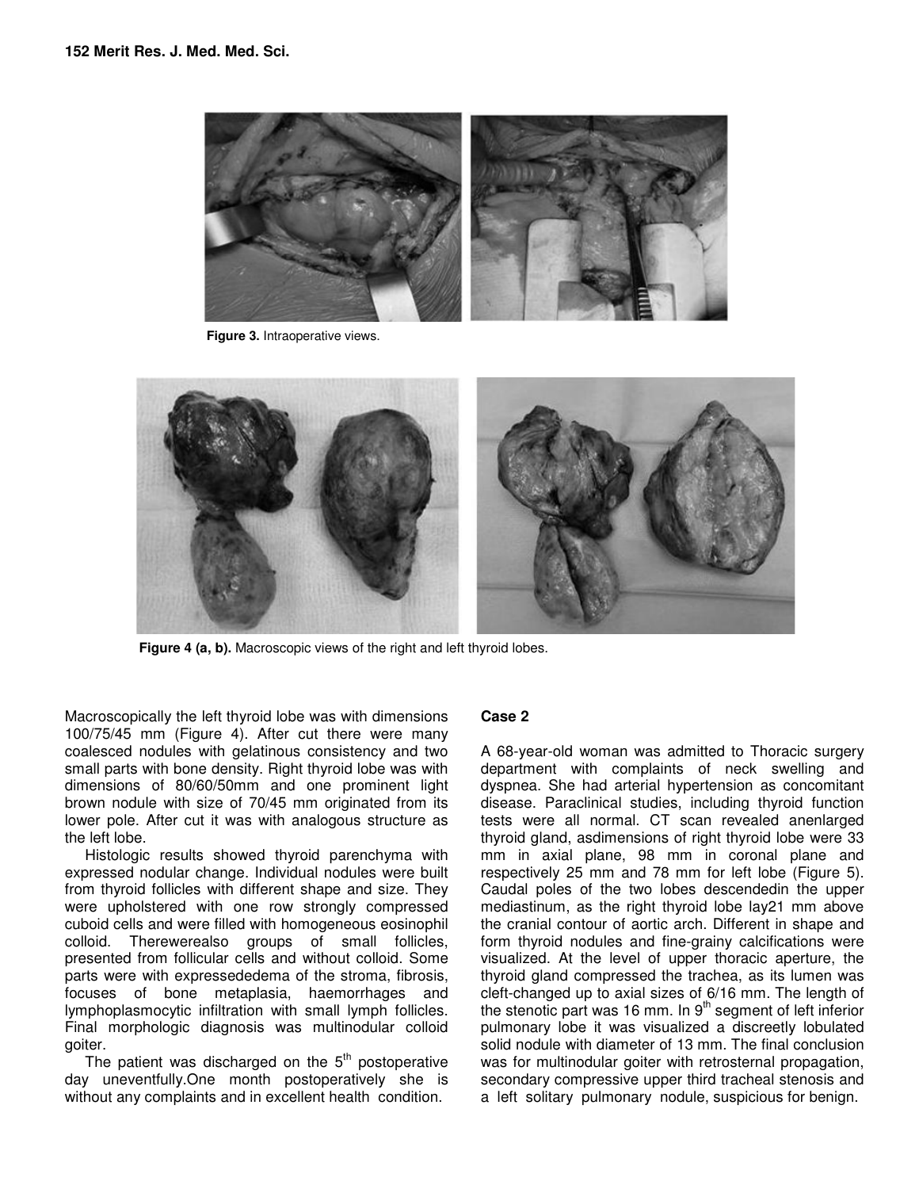Figure 3. Intraoperative views.

Figure 4 (a, b). Macroscopic views of the right and left thyroid lobes.

Macroscopically the left thyroid lobe was with dimensions 100/75/45 mm (Figure 4). After cut there were many coalesced nodules with gelatinous consistency and two small parts with bone density. Right thyroid lobe was with dimensions of 80/60/50mm and one prominent light brown nodule with size of 70/45 mm originated from its lower pole. After cut it was with analogous structure as the left lobe.

Histologic results showed thyroid parenchyma with expressed nodular change. Individual nodules were built from thyroid follicles with different shape and size. They were upholstered with one row strongly compressed cuboid cells and were filled with homogeneous eosinophil colloid. Therewerealso groups of small follicles, presented from follicular cells and without colloid. Some parts were with expressededema of the stroma, fibrosis, focuses of bone metaplasia, haemorrhages and lymphoplasmocytic infiltration with small lymph follicles. Final morphologic diagnosis was multinodular colloid goiter.

The patient was discharged on the 5th postoperative day uneventfully.One month postoperatively she is without any complaints and in excellent health condition.

## Case 2

A 68-year-old woman was admitted to Thoracic surgery department with complaints of neck swelling and dyspnea. She had arterial hypertension as concomitant disease. Paraclinical studies, including thyroid function tests were all normal. CT scan revealed anenlarged thyroid gland, asdimensions of right thyroid lobe were 33 mm in axial plane, 98 mm in coronal plane and respectively 25 mm and 78 mm for left lobe (Figure 5). Caudal poles of the two lobes descendedin the upper mediastinum, as the right thyroid lobe lay21 mm above the cranial contour of aortic arch. Different in shape and form thyroid nodules and fine-grainy calcifications were visualized. At the level of upper thoracic aperture, the thyroid gland compressed the trachea, as its lumen was cleft-changed up to axial sizes of 6/16 mm. The length of the stenotic part was 16 mm. In 9th segment of left inferior pulmonary lobe it was visualized a discreetly lobulated solid nodule with diameter of 13 mm. The final conclusion was for multinodular goiter with retrosternal propagation, secondary compressive upper third tracheal stenosis and a left solitary pulmonary nodule, suspicious for benign.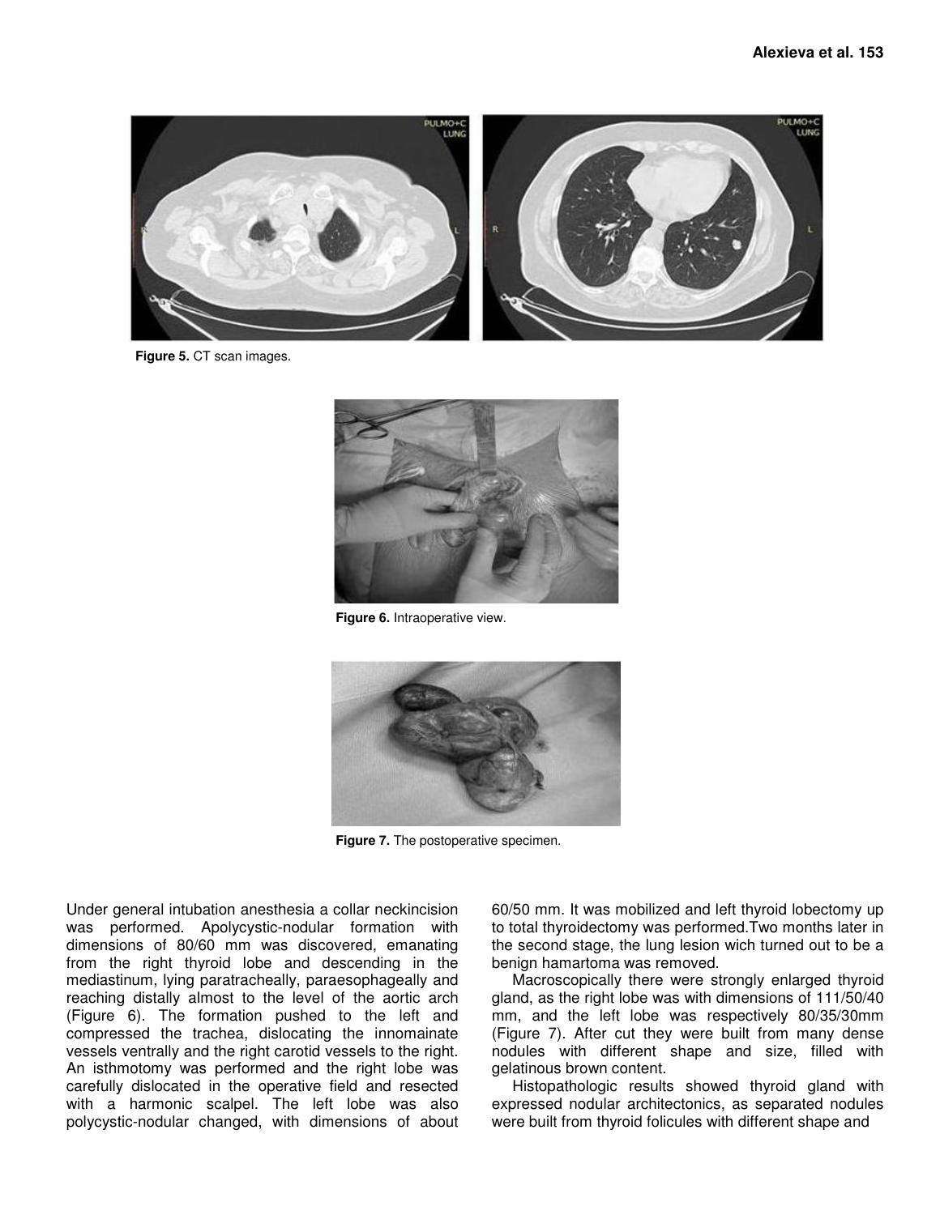Figure 5. CT scan images.

Figure 6. Intraoperative view.

Figure 7. The postoperative specimen.

Under general intubation anesthesia a collar neckincision was performed. Apolycystic-nodular formation with dimensions of 80/60 mm was discovered, emanating from the right thyroid lobe and descending in the mediastinum, lying paratracheally, paraesophageally and reaching distally almost to the level of the aortic arch (Figure 6). The formation pushed to the left and compressed the trachea, dislocating the innomainate vessels ventrally and the right carotid vessels to the right. An isthmotomy was performed and the right lobe was carefully dislocated in the operative field and resected with a harmonic scalpel. The left lobe was also polycystic-nodular changed, with dimensions of about 60/50 mm. It was mobilized and left thyroid lobectomy up to total thyroidectomy was performed.Two months later in the second stage, the lung lesion wich turned out to be a benign hamartoma was removed.

Macroscopically there were strongly enlarged thyroid gland, as the right lobe was with dimensions of 111/50/40 mm, and the left lobe was respectively 80/35/30mm (Figure 7). After cut they were built from many dense nodules with different shape and size, filled with gelatinous brown content.

Histopathologic results showed thyroid gland with expressed nodular architectonics, as separated nodules were built from thyroid folicules with different shape and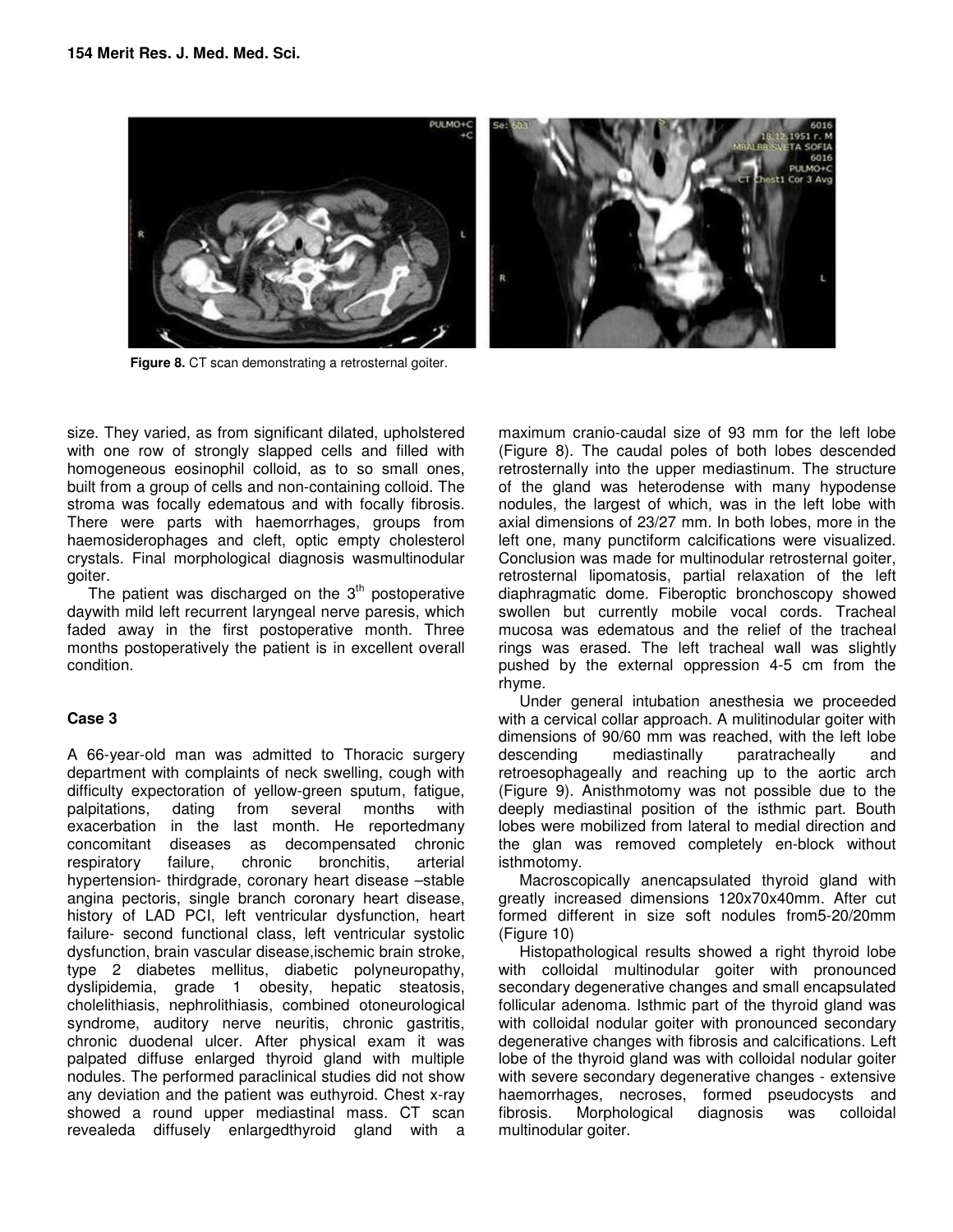**Figure 8.** CT scan demonstrating a retrosternal goiter.

size. They varied, as from significant dilated, upholstered with one row of strongly slapped cells and filled with homogeneous eosinophil colloid, as to so small ones, built from a group of cells and non-containing colloid. The stroma was focally edematous and with focally fibrosis. There were parts with haemorrhages, groups from haemosiderophages and cleft, optic empty cholesterol crystals. Final morphological diagnosis wasmultinodular goiter.

The patient was discharged on the 3[th] postoperative daywith mild left recurrent laryngeal nerve paresis, which faded away in the first postoperative month. Three months postoperatively the patient is in excellent overall condition.

### Case 3

A 66-year-old man was admitted to Thoracic surgery department with complaints of neck swelling, cough with difficulty expectoration of yellow-green sputum, fatigue, palpitations, dating from several months with exacerbation in the last month. He reportedmany concomitant diseases as decompensated chronic respiratory failure, chronic bronchitis, arterial hypertension- thirdgrade, coronary heart disease –stable angina pectoris, single branch coronary heart disease, history of LAD PCI, left ventricular dysfunction, heart failure- second functional class, left ventricular systolic dysfunction, brain vascular disease,ischemic brain stroke, type 2 diabetes mellitus, diabetic polyneuropathy, dyslipidemia, grade 1 obesity, hepatic steatosis, cholelithiasis, nephrolithiasis, combined otoneurological syndrome, auditory nerve neuritis, chronic gastritis, chronic duodenal ulcer. After physical exam it was palpated diffuse enlarged thyroid gland with multiple nodules. The performed paraclinical studies did not show any deviation and the patient was euthyroid. Chest x-ray showed a round upper mediastinal mass. CT scan revealeda diffusely enlargedthyroid gland with a maximum cranio-caudal size of 93 mm for the left lobe (Figure 8). The caudal poles of both lobes descended retrosternally into the upper mediastinum. The structure of the gland was heterodense with many hypodense nodules, the largest of which, was in the left lobe with axial dimensions of 23/27 mm. In both lobes, more in the left one, many punctiform calcifications were visualized. Conclusion was made for multinodular retrosternal goiter, retrosternal lipomatosis, partial relaxation of the left diaphragmatic dome. Fiberoptic bronchoscopy showed swollen but currently mobile vocal cords. Tracheal mucosa was edematous and the relief of the tracheal rings was erased. The left tracheal wall was slightly pushed by the external oppression 4-5 cm from the rhyme.

Under general intubation anesthesia we proceeded with a cervical collar approach. A mulitinodular goiter with dimensions of 90/60 mm was reached, with the left lobe descending mediastinally paratracheally and retroesophageally and reaching up to the aortic arch (Figure 9). Anisthmotomy was not possible due to the deeply mediastinal position of the isthmic part. Bouth lobes were mobilized from lateral to medial direction and the glan was removed completely en-block without isthmotomy.

Macroscopically anencapsulated thyroid gland with greatly increased dimensions 120x70x40mm. After cut formed different in size soft nodules from5-20/20mm (Figure 10)

Histopathological results showed a right thyroid lobe with colloidal multinodular goiter with pronounced secondary degenerative changes and small encapsulated follicular adenoma. Isthmic part of the thyroid gland was with colloidal nodular goiter with pronounced secondary degenerative changes with fibrosis and calcifications. Left lobe of the thyroid gland was with colloidal nodular goiter with severe secondary degenerative changes - extensive haemorrhages, necroses, formed pseudocysts and fibrosis. Morphological diagnosis was colloidal multinodular goiter.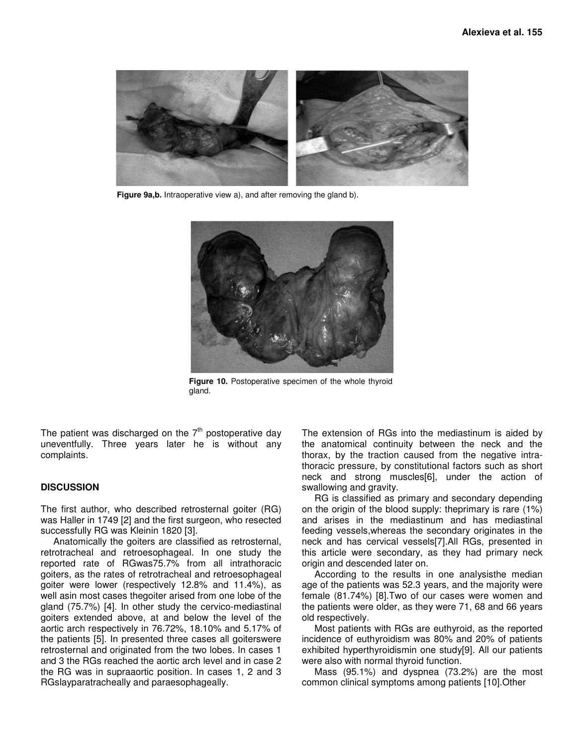Figure 9a,b. Intraoperative view a), and after removing the gland b).

Figure 10. Postoperative specimen of the whole thyroid gland.

The patient was discharged on the 7th postoperative day uneventfully. Three years later he is without any complaints.

## DISCUSSION

The first author, who described retrosternal goiter (RG) was Haller in 1749 [2] and the first surgeon, who resected successfully RG was Kleinin 1820 [3].

Anatomically the goiters are classified as retrosternal, retrotracheal and retroesophageal. In one study the reported rate of RGwas75.7% from all intrathoracic goiters, as the rates of retrotracheal and retroesophageal goiter were lower (respectively 12.8% and 11.4%), as well asin most cases thegoiter arised from one lobe of the gland (75.7%) [4]. In other study the cervico-mediastinal goiters extended above, at and below the level of the aortic arch respectively in 76.72%, 18.10% and 5.17% of the patients [5]. In presented three cases all goiterswere retrosternal and originated from the two lobes. In cases 1 and 3 the RGs reached the aortic arch level and in case 2 the RG was in supraaortic position. In cases 1, 2 and 3 RGslayparatracheally and paraesophageally.

The extension of RGs into the mediastinum is aided by the anatomical continuity between the neck and the thorax, by the traction caused from the negative intra-thoracic pressure, by constitutional factors such as short neck and strong muscles[6], under the action of swallowing and gravity.

RG is classified as primary and secondary depending on the origin of the blood supply: theprimary is rare (1%) and arises in the mediastinum and has mediastinal feeding vessels,whereas the secondary originates in the neck and has cervical vessels[7].All RGs, presented in this article were secondary, as they had primary neck origin and descended later on.

According to the results in one analysisthe median age of the patients was 52.3 years, and the majority were female (81.74%) [8].Two of our cases were women and the patients were older, as they were 71, 68 and 66 years old respectively.

Most patients with RGs are euthyroid, as the reported incidence of euthyroidism was 80% and 20% of patients exhibited hyperthyroidismin one study[9]. All our patients were also with normal thyroid function.

Mass (95.1%) and dyspnea (73.2%) are the most common clinical symptoms among patients [10].Other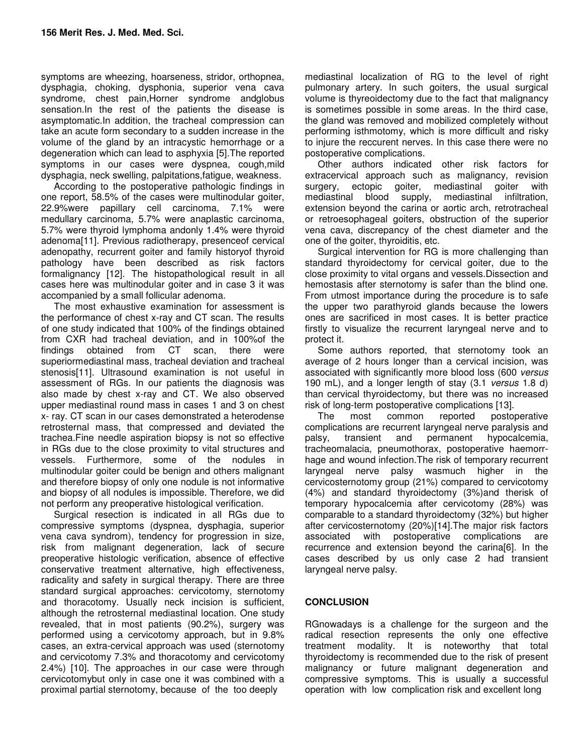symptoms are wheezing, hoarseness, stridor, orthopnea, dysphagia, choking, dysphonia, superior vena cava syndrome, chest pain,Horner syndrome andglobus sensation.In the rest of the patients the disease is asymptomatic.In addition, the tracheal compression can take an acute form secondary to a sudden increase in the volume of the gland by an intracystic hemorrhage or a degeneration which can lead to asphyxia [5].The reported symptoms in our cases were dyspnea, cough,mild dysphagia, neck swelling, palpitations,fatigue, weakness.

According to the postoperative pathologic findings in one report, 58.5% of the cases were multinodular goiter, 22.9%were papillary cell carcinoma, 7.1% were medullary carcinoma, 5.7% were anaplastic carcinoma, 5.7% were thyroid lymphoma andonly 1.4% were thyroid adenoma[11]. Previous radiotherapy, presenceof cervical adenopathy, recurrent goiter and family historyof thyroid pathology have been described as risk factors formalignancy [12]. The histopathological result in all cases here was multinodular goiter and in case 3 it was accompanied by a small follicular adenoma.

The most exhaustive examination for assessment is the performance of chest x-ray and CT scan. The results of one study indicated that 100% of the findings obtained from CXR had tracheal deviation, and in 100%of the findings obtained from CT scan, there were superiormediastinal mass, tracheal deviation and tracheal stenosis[11]. Ultrasound examination is not useful in assessment of RGs. In our patients the diagnosis was also made by chest x-ray and CT. We also observed upper mediastinal round mass in cases 1 and 3 on chest x- ray. CT scan in our cases demonstrated a heterodense retrosternal mass, that compressed and deviated the trachea.Fine needle aspiration biopsy is not so effective in RGs due to the close proximity to vital structures and vessels. Furthermore, some of the nodules in multinodular goiter could be benign and others malignant and therefore biopsy of only one nodule is not informative and biopsy of all nodules is impossible. Therefore, we did not perform any preoperative histological verification.

Surgical resection is indicated in all RGs due to compressive symptoms (dyspnea, dysphagia, superior vena cava syndrom), tendency for progression in size, risk from malignant degeneration, lack of secure preoperative histologic verification, absence of effective conservative treatment alternative, high effectiveness, radicality and safety in surgical therapy. There are three standard surgical approaches: cervicotomy, sternotomy and thoracotomy. Usually neck incision is sufficient, although the retrosternal mediastinal location. One study revealed, that in most patients (90.2%), surgery was performed using a cervicotomy approach, but in 9.8% cases, an extra-cervical approach was used (sternotomy and cervicotomy 7.3% and thoracotomy and cervicotomy 2.4%) [10]. The approaches in our case were through cervicotomybut only in case one it was combined with a proximal partial sternotomy, because of the too deeply mediastinal localization of RG to the level of right pulmonary artery. In such goiters, the usual surgical volume is thyreoidectomy due to the fact that malignancy is sometimes possible in some areas. In the third case, the gland was removed and mobilized completely without performing isthmotomy, which is more difficult and risky to injure the reccurent nerves. In this case there were no postoperative complications.

Other authors indicated other risk factors for extracervical approach such as malignancy, revision surgery, ectopic goiter, mediastinal goiter with mediastinal blood supply, mediastinal infiltration, extension beyond the carina or aortic arch, retrotracheal or retroesophageal goiters, obstruction of the superior vena cava, discrepancy of the chest diameter and the one of the goiter, thyroiditis, etc.

Surgical intervention for RG is more challenging than standard thyroidectomy for cervical goiter, due to the close proximity to vital organs and vessels.Dissection and hemostasis after sternotomy is safer than the blind one. From utmost importance during the procedure is to safe the upper two parathyroid glands because the lowers ones are sacrificed in most cases. It is better practice firstly to visualize the recurrent laryngeal nerve and to protect it.

Some authors reported, that sternotomy took an average of 2 hours longer than a cervical incision, was associated with significantly more blood loss (600 *versus* 190 mL), and a longer length of stay (3.1 *versus* 1.8 d) than cervical thyroidectomy, but there was no increased risk of long-term postoperative complications [13].

The most common reported postoperative complications are recurrent laryngeal nerve paralysis and palsy, transient and permanent hypocalcemia, tracheomalacia, pneumothorax, postoperative haemorrhage and wound infection.The risk of temporary recurrent laryngeal nerve palsy wasmuch higher in the cervicosternotomy group (21%) compared to cervicotomy (4%) and standard thyroidectomy (3%)and therisk of temporary hypocalcemia after cervicotomy (28%) was comparable to a standard thyroidectomy (32%) but higher after cervicosternotomy (20%)[14].The major risk factors associated with postoperative complications are recurrence and extension beyond the carina[6]. In the cases described by us only case 2 had transient laryngeal nerve palsy.

## CONCLUSION

RGnowadays is a challenge for the surgeon and the radical resection represents the only one effective treatment modality. It is noteworthy that total thyroidectomy is recommended due to the risk of present malignancy or future malignant degeneration and compressive symptoms. This is usually a successful operation with low complication risk and excellent long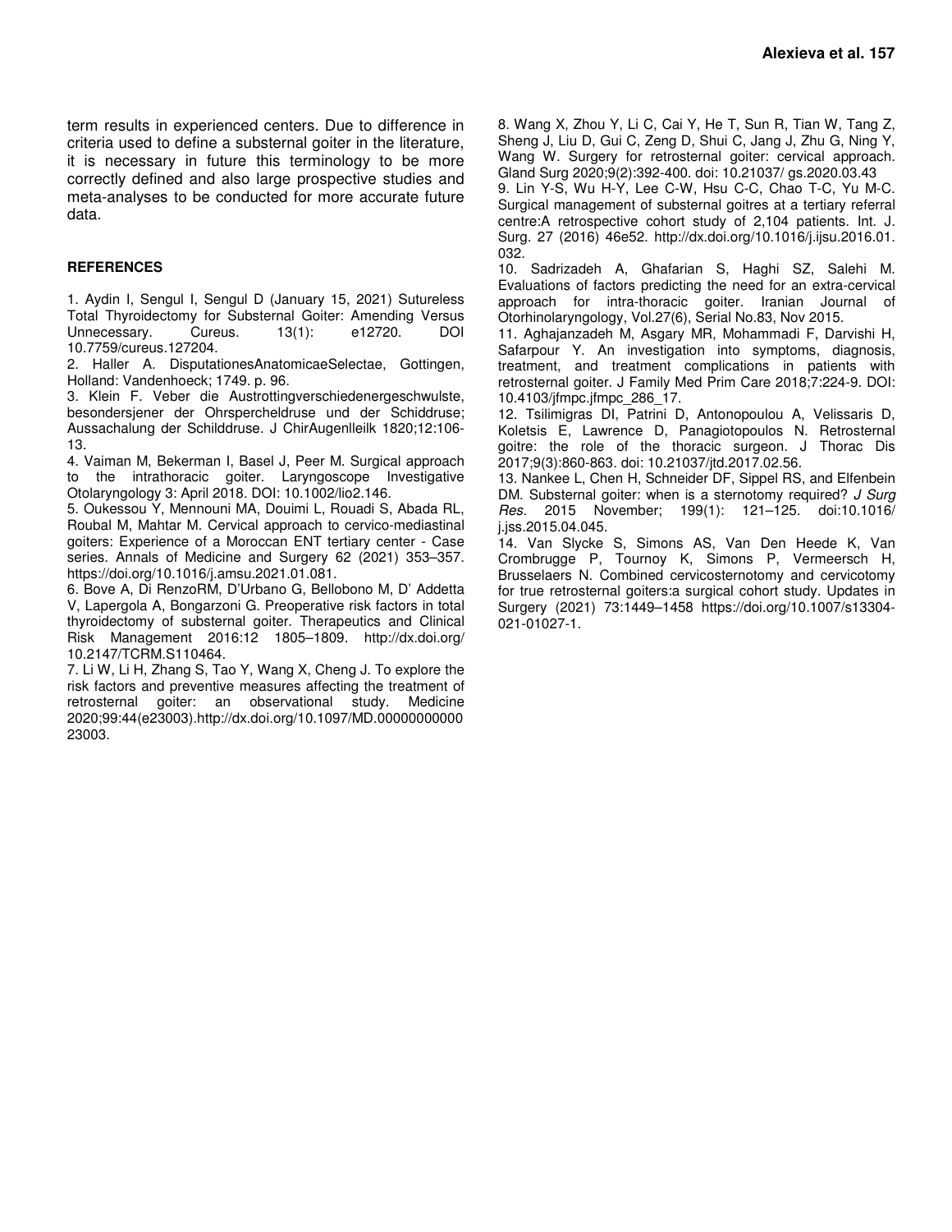term results in experienced centers. Due to difference in criteria used to define a substernal goiter in the literature, it is necessary in future this terminology to be more correctly defined and also large prospective studies and meta-analyses to be conducted for more accurate future data.

## REFERENCES

1. Aydin I, Sengul I, Sengul D (January 15, 2021) Sutureless Total Thyroidectomy for Substernal Goiter: Amending Versus Unnecessary. Cureus. 13(1): e12720. DOI 10.7759/cureus.127204.

2. Haller A. DisputationesAnatomicaeSelectae, Gottingen, Holland: Vandenhoeck; 1749. p. 96.

3. Klein F. Veber die Austrottingverschiedenergeschwulste, besondersjener der Ohrspercheldruse und der Schiddruse; Aussachalung der Schilddruse. J ChirAugenlleilk 1820;12:106-13.

4. Vaiman M, Bekerman I, Basel J, Peer M. Surgical approach to the intrathoracic goiter. Laryngoscope Investigative Otolaryngology 3: April 2018. DOI: 10.1002/lio2.146.

5. Oukessou Y, Mennouni MA, Douimi L, Rouadi S, Abada RL, Roubal M, Mahtar M. Cervical approach to cervico-mediastinal goiters: Experience of a Moroccan ENT tertiary center - Case series. Annals of Medicine and Surgery 62 (2021) 353–357. https://doi.org/10.1016/j.amsu.2021.01.081.

6. Bove A, Di RenzoRM, D'Urbano G, Bellobono M, D' Addetta V, Lapergola A, Bongarzoni G. Preoperative risk factors in total thyroidectomy of substernal goiter. Therapeutics and Clinical Risk Management 2016:12 1805–1809. http://dx.doi.org/ 10.2147/TCRM.S110464.

7. Li W, Li H, Zhang S, Tao Y, Wang X, Cheng J. To explore the risk factors and preventive measures affecting the treatment of retrosternal goiter: an observational study. Medicine 2020;99:44(e23003).http://dx.doi.org/10.1097/MD.0000000000023003.

8. Wang X, Zhou Y, Li C, Cai Y, He T, Sun R, Tian W, Tang Z, Sheng J, Liu D, Gui C, Zeng D, Shui C, Jang J, Zhu G, Ning Y, Wang W. Surgery for retrosternal goiter: cervical approach. Gland Surg 2020;9(2):392-400. doi: 10.21037/ gs.2020.03.43

9. Lin Y-S, Wu H-Y, Lee C-W, Hsu C-C, Chao T-C, Yu M-C. Surgical management of substernal goitres at a tertiary referral centre:A retrospective cohort study of 2,104 patients. Int. J. Surg. 27 (2016) 46e52. http://dx.doi.org/10.1016/j.ijsu.2016.01.032.

10. Sadrizadeh A, Ghafarian S, Haghi SZ, Salehi M. Evaluations of factors predicting the need for an extra-cervical approach for intra-thoracic goiter. Iranian Journal of Otorhinolaryngology, Vol.27(6), Serial No.83, Nov 2015.

11. Aghajanzadeh M, Asgary MR, Mohammadi F, Darvishi H, Safarpour Y. An investigation into symptoms, diagnosis, treatment, and treatment complications in patients with retrosternal goiter. J Family Med Prim Care 2018;7:224-9. DOI: 10.4103/jfmpc.jfmpc_286_17.

12. Tsilimigras DI, Patrini D, Antonopoulou A, Velissaris D, Koletsis E, Lawrence D, Panagiotopoulos N. Retrosternal goitre: the role of the thoracic surgeon. J Thorac Dis 2017;9(3):860-863. doi: 10.21037/jtd.2017.02.56.

13. Nankee L, Chen H, Schneider DF, Sippel RS, and Elfenbein DM. Substernal goiter: when is a sternotomy required? *J Surg Res.* 2015 November; 199(1): 121–125. doi:10.1016/ j.jss.2015.04.045.

14. Van Slycke S, Simons AS, Van Den Heede K, Van Crombrugge P, Tournoy K, Simons P, Vermeersch H, Brusselaers N. Combined cervicosternotomy and cervicotomy for true retrosternal goiters:a surgical cohort study. Updates in Surgery (2021) 73:1449–1458 https://doi.org/10.1007/s13304-021-01027-1.